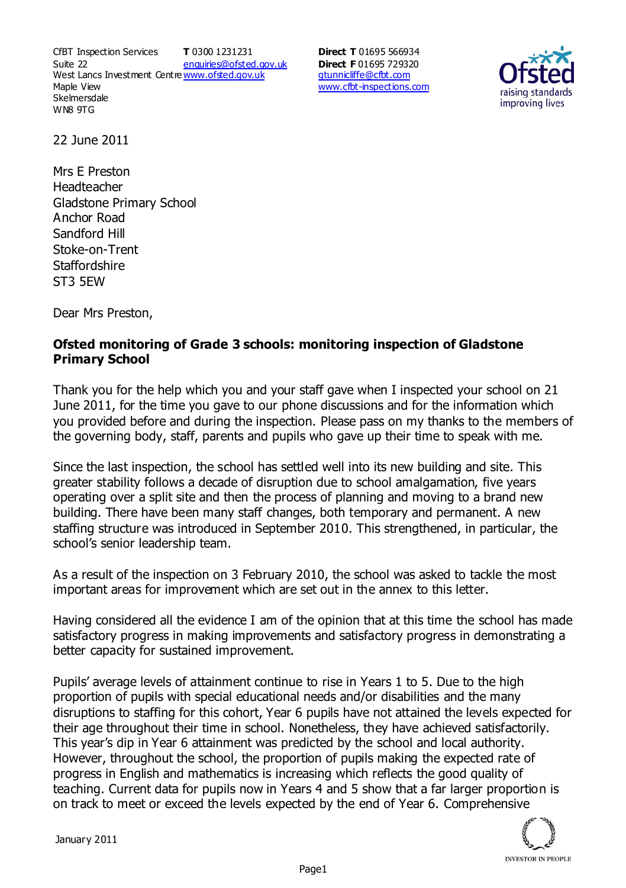CfBT Inspection Services
Suite 22
West Lancs Investment Centre
Maple View
Skelmersdale
WN8 9TG

**T** 0300 1231231
enquiries@ofsted.gov.uk
www.ofsted.gov.uk

**Direct T** 01695 566934
**Direct F** 01695 729320
gtunnicliffe@cfbt.com
www.cfbt-inspections.com

22 June 2011

Mrs E Preston
Headteacher
Gladstone Primary School
Anchor Road
Sandford Hill
Stoke-on-Trent
Staffordshire
ST3 5EW

Dear Mrs Preston,

**Ofsted monitoring of Grade 3 schools: monitoring inspection of Gladstone Primary School**

Thank you for the help which you and your staff gave when I inspected your school on 21 June 2011, for the time you gave to our phone discussions and for the information which you provided before and during the inspection. Please pass on my thanks to the members of the governing body, staff, parents and pupils who gave up their time to speak with me.

Since the last inspection, the school has settled well into its new building and site. This greater stability follows a decade of disruption due to school amalgamation, five years operating over a split site and then the process of planning and moving to a brand new building. There have been many staff changes, both temporary and permanent. A new staffing structure was introduced in September 2010. This strengthened, in particular, the school's senior leadership team.

As a result of the inspection on 3 February 2010, the school was asked to tackle the most important areas for improvement which are set out in the annex to this letter.

Having considered all the evidence I am of the opinion that at this time the school has made satisfactory progress in making improvements and satisfactory progress in demonstrating a better capacity for sustained improvement.

Pupils' average levels of attainment continue to rise in Years 1 to 5. Due to the high proportion of pupils with special educational needs and/or disabilities and the many disruptions to staffing for this cohort, Year 6 pupils have not attained the levels expected for their age throughout their time in school. Nonetheless, they have achieved satisfactorily. This year's dip in Year 6 attainment was predicted by the school and local authority. However, throughout the school, the proportion of pupils making the expected rate of progress in English and mathematics is increasing which reflects the good quality of teaching. Current data for pupils now in Years 4 and 5 show that a far larger proportion is on track to meet or exceed the levels expected by the end of Year 6. Comprehensive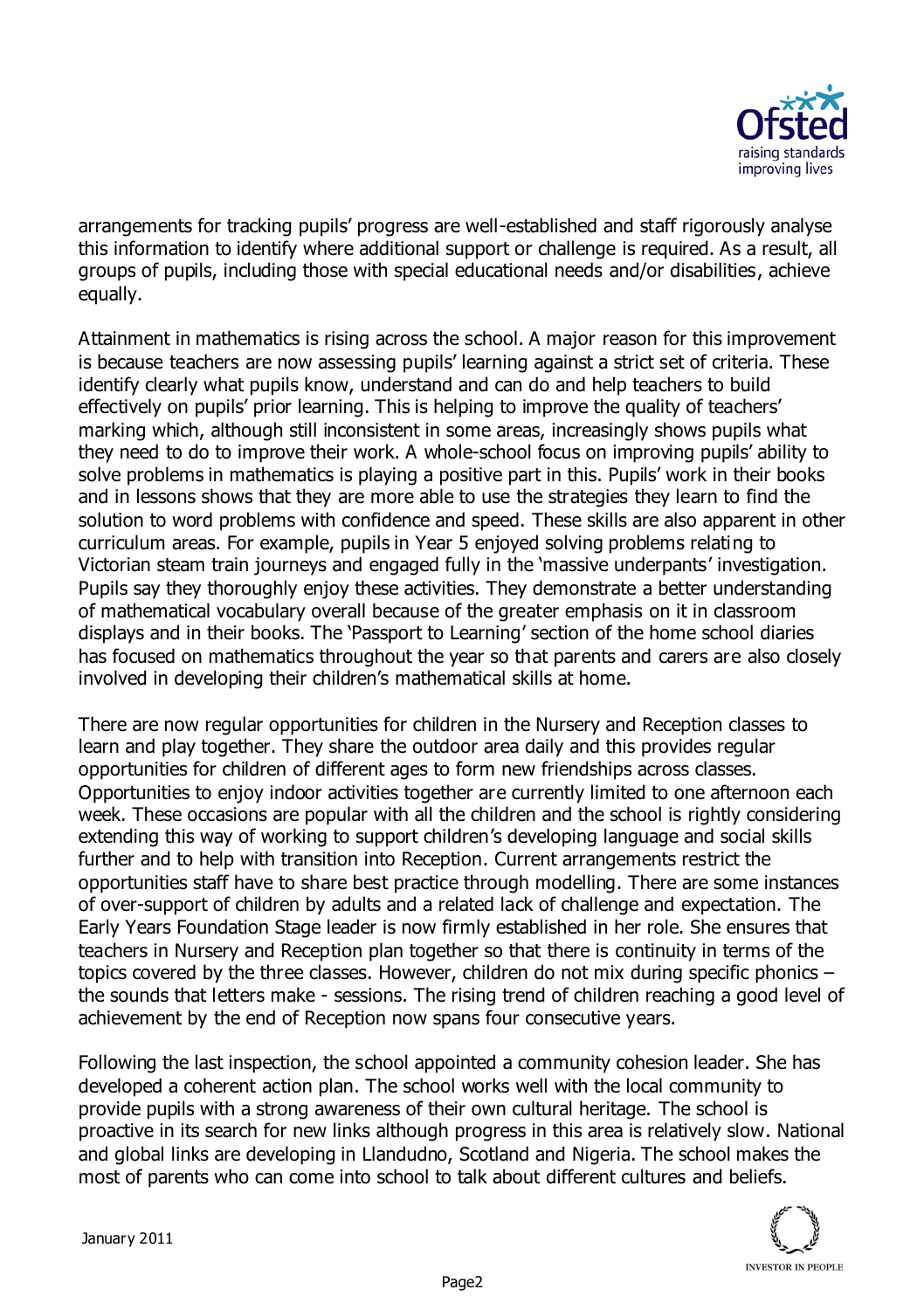arrangements for tracking pupils' progress are well-established and staff rigorously analyse this information to identify where additional support or challenge is required. As a result, all groups of pupils, including those with special educational needs and/or disabilities, achieve equally.

Attainment in mathematics is rising across the school. A major reason for this improvement is because teachers are now assessing pupils' learning against a strict set of criteria. These identify clearly what pupils know, understand and can do and help teachers to build effectively on pupils' prior learning. This is helping to improve the quality of teachers' marking which, although still inconsistent in some areas, increasingly shows pupils what they need to do to improve their work. A whole-school focus on improving pupils' ability to solve problems in mathematics is playing a positive part in this. Pupils' work in their books and in lessons shows that they are more able to use the strategies they learn to find the solution to word problems with confidence and speed. These skills are also apparent in other curriculum areas. For example, pupils in Year 5 enjoyed solving problems relating to Victorian steam train journeys and engaged fully in the 'massive underpants' investigation. Pupils say they thoroughly enjoy these activities. They demonstrate a better understanding of mathematical vocabulary overall because of the greater emphasis on it in classroom displays and in their books. The 'Passport to Learning' section of the home school diaries has focused on mathematics throughout the year so that parents and carers are also closely involved in developing their children's mathematical skills at home.

There are now regular opportunities for children in the Nursery and Reception classes to learn and play together. They share the outdoor area daily and this provides regular opportunities for children of different ages to form new friendships across classes. Opportunities to enjoy indoor activities together are currently limited to one afternoon each week. These occasions are popular with all the children and the school is rightly considering extending this way of working to support children's developing language and social skills further and to help with transition into Reception. Current arrangements restrict the opportunities staff have to share best practice through modelling. There are some instances of over-support of children by adults and a related lack of challenge and expectation. The Early Years Foundation Stage leader is now firmly established in her role. She ensures that teachers in Nursery and Reception plan together so that there is continuity in terms of the topics covered by the three classes. However, children do not mix during specific phonics – the sounds that letters make - sessions. The rising trend of children reaching a good level of achievement by the end of Reception now spans four consecutive years.

Following the last inspection, the school appointed a community cohesion leader. She has developed a coherent action plan. The school works well with the local community to provide pupils with a strong awareness of their own cultural heritage. The school is proactive in its search for new links although progress in this area is relatively slow. National and global links are developing in Llandudno, Scotland and Nigeria. The school makes the most of parents who can come into school to talk about different cultures and beliefs.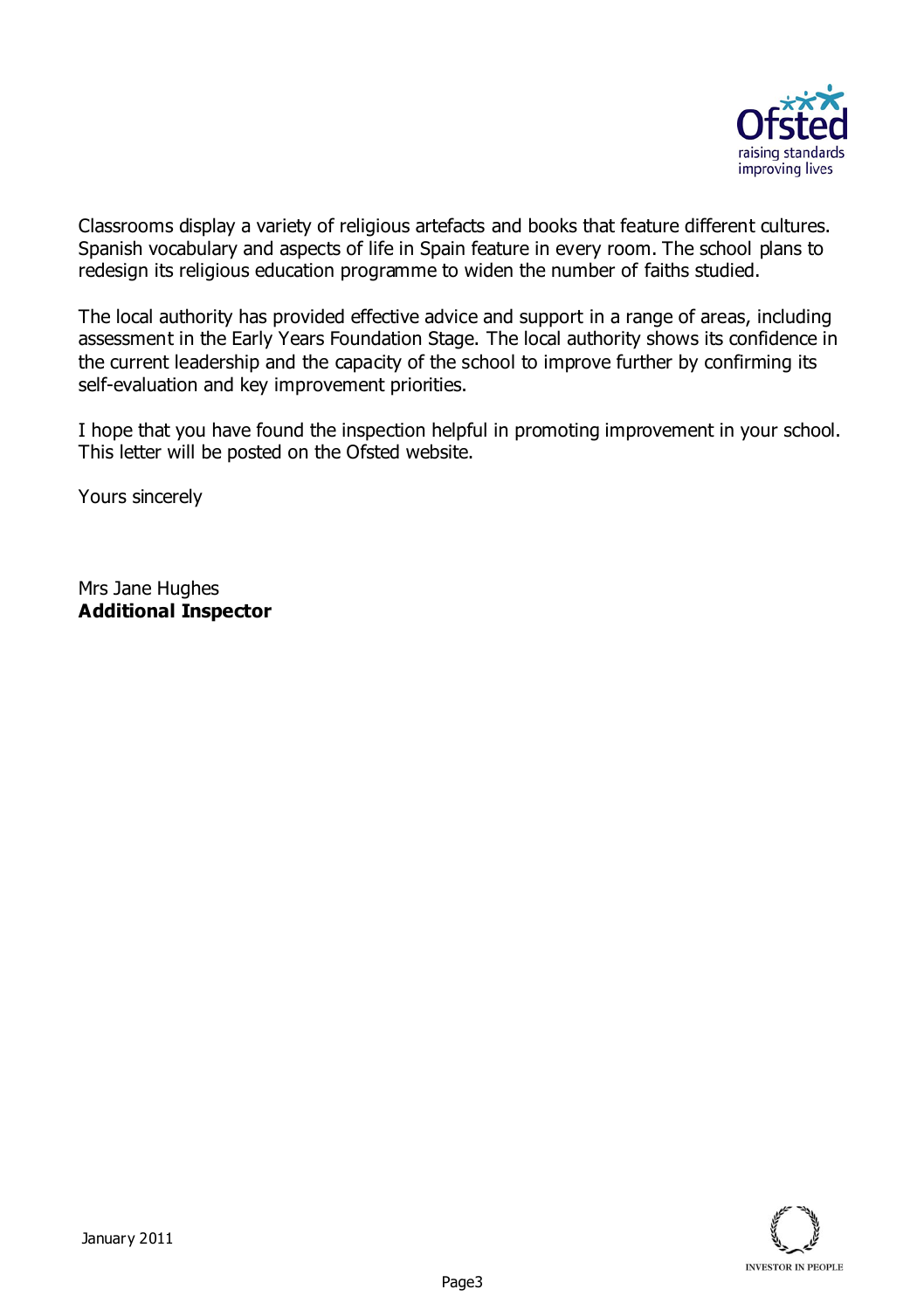Classrooms display a variety of religious artefacts and books that feature different cultures. Spanish vocabulary and aspects of life in Spain feature in every room. The school plans to redesign its religious education programme to widen the number of faiths studied.

The local authority has provided effective advice and support in a range of areas, including assessment in the Early Years Foundation Stage. The local authority shows its confidence in the current leadership and the capacity of the school to improve further by confirming its self-evaluation and key improvement priorities.

I hope that you have found the inspection helpful in promoting improvement in your school. This letter will be posted on the Ofsted website.

Yours sincerely

Mrs Jane Hughes
**Additional Inspector**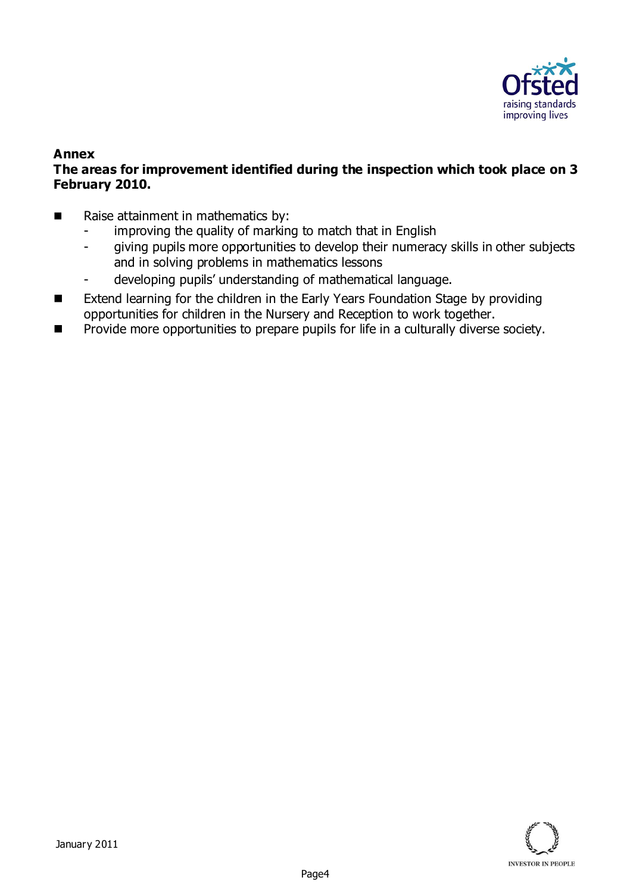## Annex

**The areas for improvement identified during the inspection which took place on 3 February 2010.**

- Raise attainment in mathematics by:
  - improving the quality of marking to match that in English
  - giving pupils more opportunities to develop their numeracy skills in other subjects and in solving problems in mathematics lessons
  - developing pupils' understanding of mathematical language.
- Extend learning for the children in the Early Years Foundation Stage by providing opportunities for children in the Nursery and Reception to work together.
- Provide more opportunities to prepare pupils for life in a culturally diverse society.